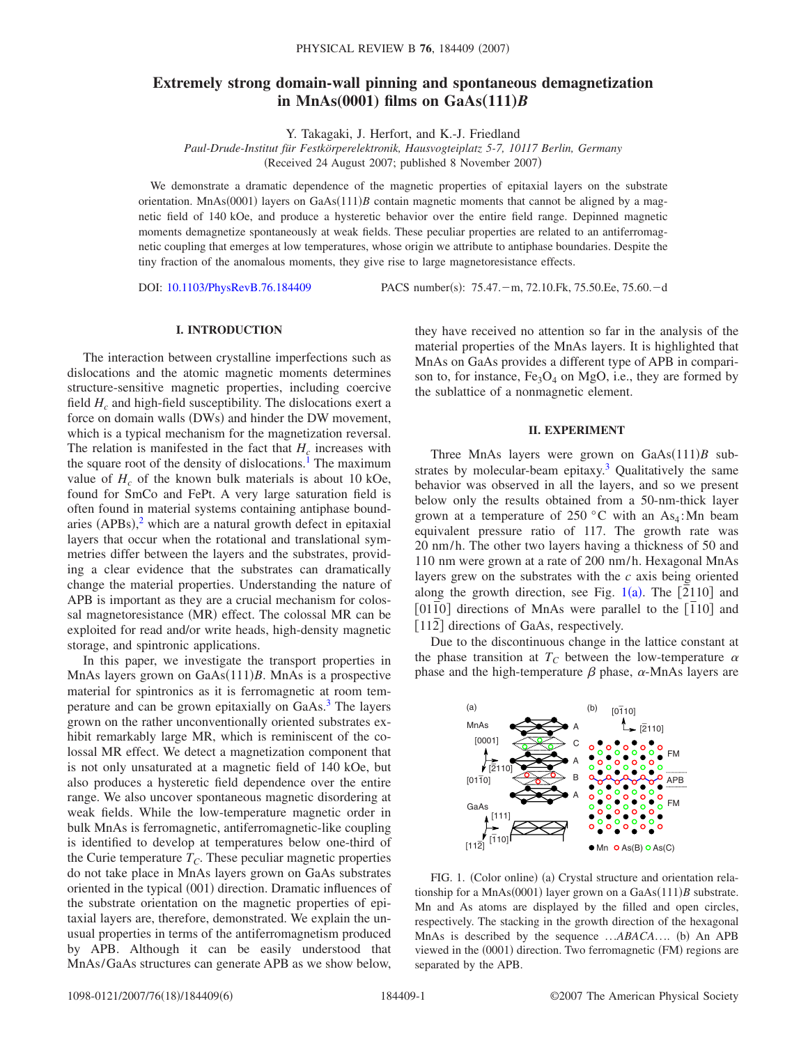# Extremely strong domain-wall pinning and spontaneous demagnetization in MnAs(0001) films on GaAs(111)*B*

Y. Takagaki, J. Herfort, and K.-J. Friedland

*Paul-Drude-Institut für Festkörperelektronik, Hausvogteiplatz 5-7, 10117 Berlin, Germany*

(Received 24 August 2007; published 8 November 2007)

We demonstrate a dramatic dependence of the magnetic properties of epitaxial layers on the substrate orientation. MnAs(0001) layers on GaAs(111)*B* contain magnetic moments that cannot be aligned by a magnetic field of 140 kOe, and produce a hysteretic behavior over the entire field range. Depinned magnetic moments demagnetize spontaneously at weak fields. These peculiar properties are related to an antiferromagnetic coupling that emerges at low temperatures, whose origin we attribute to antiphase boundaries. Despite the tiny fraction of the anomalous moments, they give rise to large magnetoresistance effects.

DOI: 10.1103/PhysRevB.76.184409 PACS number(s): 75.47.−m, 72.10.Fk, 75.50.Ee, 75.60.−d

## I. INTRODUCTION

The interaction between crystalline imperfections such as dislocations and the atomic magnetic moments determines structure-sensitive magnetic properties, including coercive field $H_c$ and high-field susceptibility. The dislocations exert a force on domain walls (DWs) and hinder the DW movement, which is a typical mechanism for the magnetization reversal. The relation is manifested in the fact that $H_c$ increases with the square root of the density of dislocations.[1] The maximum value of $H_c$ of the known bulk materials is about 10 kOe, found for SmCo and FePt. A very large saturation field is often found in material systems containing antiphase boundaries (APBs),[2] which are a natural growth defect in epitaxial layers that occur when the rotational and translational symmetries differ between the layers and the substrates, providing a clear evidence that the substrates can dramatically change the material properties. Understanding the nature of APB is important as they are a crucial mechanism for colossal magnetoresistance (MR) effect. The colossal MR can be exploited for read and/or write heads, high-density magnetic storage, and spintronic applications.

In this paper, we investigate the transport properties in MnAs layers grown on GaAs(111)*B*. MnAs is a prospective material for spintronics as it is ferromagnetic at room temperature and can be grown epitaxially on GaAs.[3] The layers grown on the rather unconventionally oriented substrates exhibit remarkably large MR, which is reminiscent of the colossal MR effect. We detect a magnetization component that is not only unsaturated at a magnetic field of 140 kOe, but also produces a hysteretic field dependence over the entire range. We also uncover spontaneous magnetic disordering at weak fields. While the low-temperature magnetic order in bulk MnAs is ferromagnetic, antiferromagnetic-like coupling is identified to develop at temperatures below one-third of the Curie temperature $T_C$. These peculiar magnetic properties do not take place in MnAs layers grown on GaAs substrates oriented in the typical (001) direction. Dramatic influences of the substrate orientation on the magnetic properties of epitaxial layers are, therefore, demonstrated. We explain the unusual properties in terms of the antiferromagnetism produced by APB. Although it can be easily understood that MnAs/GaAs structures can generate APB as we show below, they have received no attention so far in the analysis of the material properties of the MnAs layers. It is highlighted that MnAs on GaAs provides a different type of APB in comparison to, for instance, $Fe_3O_4$ on MgO, i.e., they are formed by the sublattice of a nonmagnetic element.

## II. EXPERIMENT

Three MnAs layers were grown on GaAs(111)*B* substrates by molecular-beam epitaxy.[3] Qualitatively the same behavior was observed in all the layers, and so we present below only the results obtained from a 50-nm-thick layer grown at a temperature of 250 °C with an $As_4$:Mn beam equivalent pressure ratio of 117. The growth rate was 20 nm/h. The other two layers having a thickness of 50 and 110 nm were grown at a rate of 200 nm/h. Hexagonal MnAs layers grew on the substrates with the *c* axis being oriented along the growth direction, see Fig. 1(a). The $[\bar{2}110]$ and $[01\bar{1}0]$ directions of MnAs were parallel to the $[\bar{1}10]$ and $[11\bar{2}]$ directions of GaAs, respectively.

Due to the discontinuous change in the lattice constant at the phase transition at $T_C$ between the low-temperature $\alpha$ phase and the high-temperature $\beta$ phase, $\alpha$-MnAs layers are

FIG. 1. (Color online) (a) Crystal structure and orientation relationship for a MnAs(0001) layer grown on a GaAs(111)*B* substrate. Mn and As atoms are displayed by the filled and open circles, respectively. The stacking in the growth direction of the hexagonal MnAs is described by the sequence …*ABACA*…. (b) An APB viewed in the (0001) direction. Two ferromagnetic (FM) regions are separated by the APB.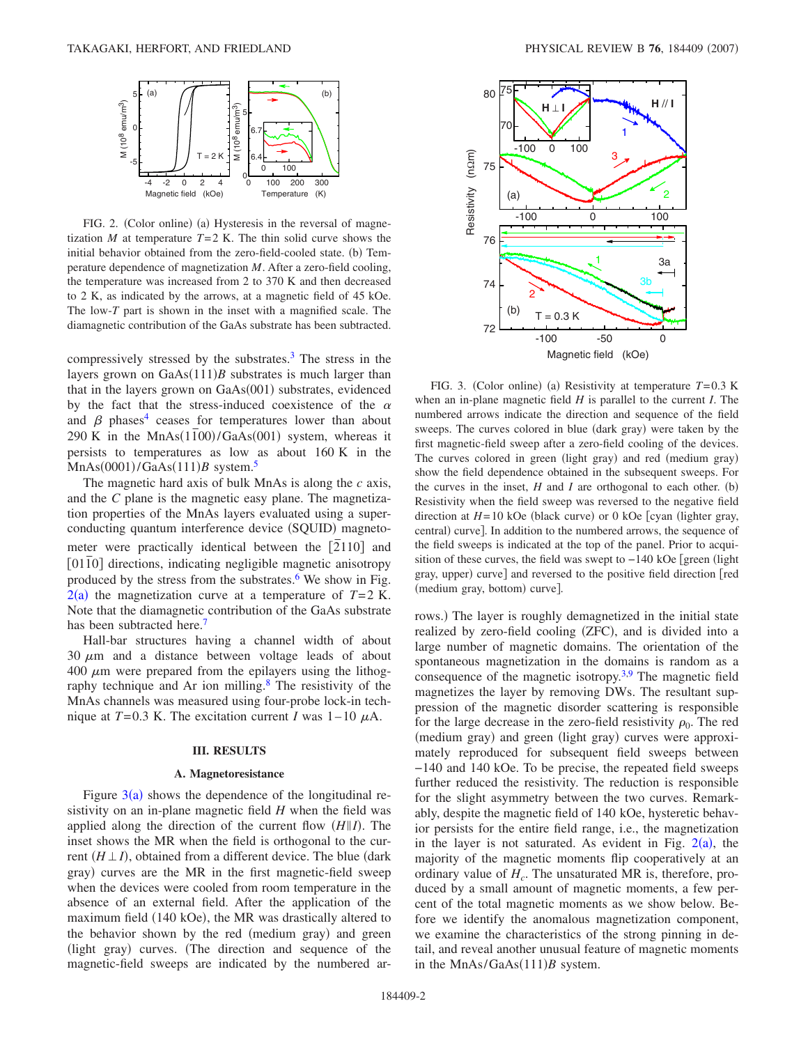FIG. 2. (Color online) (a) Hysteresis in the reversal of magnetization $M$ at temperature $T=2$ K. The thin solid curve shows the initial behavior obtained from the zero-field-cooled state. (b) Temperature dependence of magnetization $M$. After a zero-field cooling, the temperature was increased from 2 to 370 K and then decreased to 2 K, as indicated by the arrows, at a magnetic field of 45 kOe. The low-$T$ part is shown in the inset with a magnified scale. The diamagnetic contribution of the GaAs substrate has been subtracted.

compressively stressed by the substrates.[3] The stress in the layers grown on GaAs(111)$B$ substrates is much larger than that in the layers grown on GaAs(001) substrates, evidenced by the fact that the stress-induced coexistence of the $\alpha$ and $\beta$ phases[4] ceases for temperatures lower than about 290 K in the MnAs($1\bar{1}00$)/GaAs(001) system, whereas it persists to temperatures as low as about 160 K in the MnAs(0001)/GaAs(111)$B$ system.[5]

The magnetic hard axis of bulk MnAs is along the $c$ axis, and the $C$ plane is the magnetic easy plane. The magnetization properties of the MnAs layers evaluated using a superconducting quantum interference device (SQUID) magnetometer were practically identical between the [$\bar{2}110$] and [$01\bar{1}0$] directions, indicating negligible magnetic anisotropy produced by the stress from the substrates.[6] We show in Fig. 2(a) the magnetization curve at a temperature of $T=2$ K. Note that the diamagnetic contribution of the GaAs substrate has been subtracted here.[7]

Hall-bar structures having a channel width of about 30 $\mu$m and a distance between voltage leads of about 400 $\mu$m were prepared from the epilayers using the lithography technique and Ar ion milling.[8] The resistivity of the MnAs channels was measured using four-probe lock-in technique at $T=0.3$ K. The excitation current $I$ was 1–10 $\mu$A.

## III. RESULTS

### A. Magnetoresistance

Figure 3(a) shows the dependence of the longitudinal resistivity on an in-plane magnetic field $H$ when the field was applied along the direction of the current flow ($H \parallel I$). The inset shows the MR when the field is orthogonal to the current ($H \perp I$), obtained from a different device. The blue (dark gray) curves are the MR in the first magnetic-field sweep when the devices were cooled from room temperature in the absence of an external field. After the application of the maximum field (140 kOe), the MR was drastically altered to the behavior shown by the red (medium gray) and green (light gray) curves. (The direction and sequence of the magnetic-field sweeps are indicated by the numbered arrows.) The layer is roughly demagnetized in the initial state realized by zero-field cooling (ZFC), and is divided into a large number of magnetic domains. The orientation of the spontaneous magnetization in the domains is random as a consequence of the magnetic isotropy.[3,9] The magnetic field magnetizes the layer by removing DWs. The resultant suppression of the magnetic disorder scattering is responsible for the large decrease in the zero-field resistivity $\rho_0$. The red (medium gray) and green (light gray) curves were approximately reproduced for subsequent field sweeps between −140 and 140 kOe. To be precise, the repeated field sweeps further reduced the resistivity. The reduction is responsible for the slight asymmetry between the two curves. Remarkably, despite the magnetic field of 140 kOe, hysteretic behavior persists for the entire field range, i.e., the magnetization in the layer is not saturated. As evident in Fig. 2(a), the majority of the magnetic moments flip cooperatively at an ordinary value of $H_c$. The unsaturated MR is, therefore, produced by a small amount of magnetic moments, a few percent of the total magnetic moments as we show below. Before we identify the anomalous magnetization component, we examine the characteristics of the strong pinning in detail, and reveal another unusual feature of magnetic moments in the MnAs/GaAs(111)$B$ system.

FIG. 3. (Color online) (a) Resistivity at temperature $T=0.3$ K when an in-plane magnetic field $H$ is parallel to the current $I$. The numbered arrows indicate the direction and sequence of the field sweeps. The curves colored in blue (dark gray) were taken by the first magnetic-field sweep after a zero-field cooling of the devices. The curves colored in green (light gray) and red (medium gray) show the field dependence obtained in the subsequent sweeps. For the curves in the inset, $H$ and $I$ are orthogonal to each other. (b) Resistivity when the field sweep was reversed to the negative field direction at $H=10$ kOe (black curve) or 0 kOe [cyan (lighter gray, central) curve]. In addition to the numbered arrows, the sequence of the field sweeps is indicated at the top of the panel. Prior to acquisition of these curves, the field was swept to −140 kOe [green (light gray, upper) curve] and reversed to the positive field direction [red (medium gray, bottom) curve].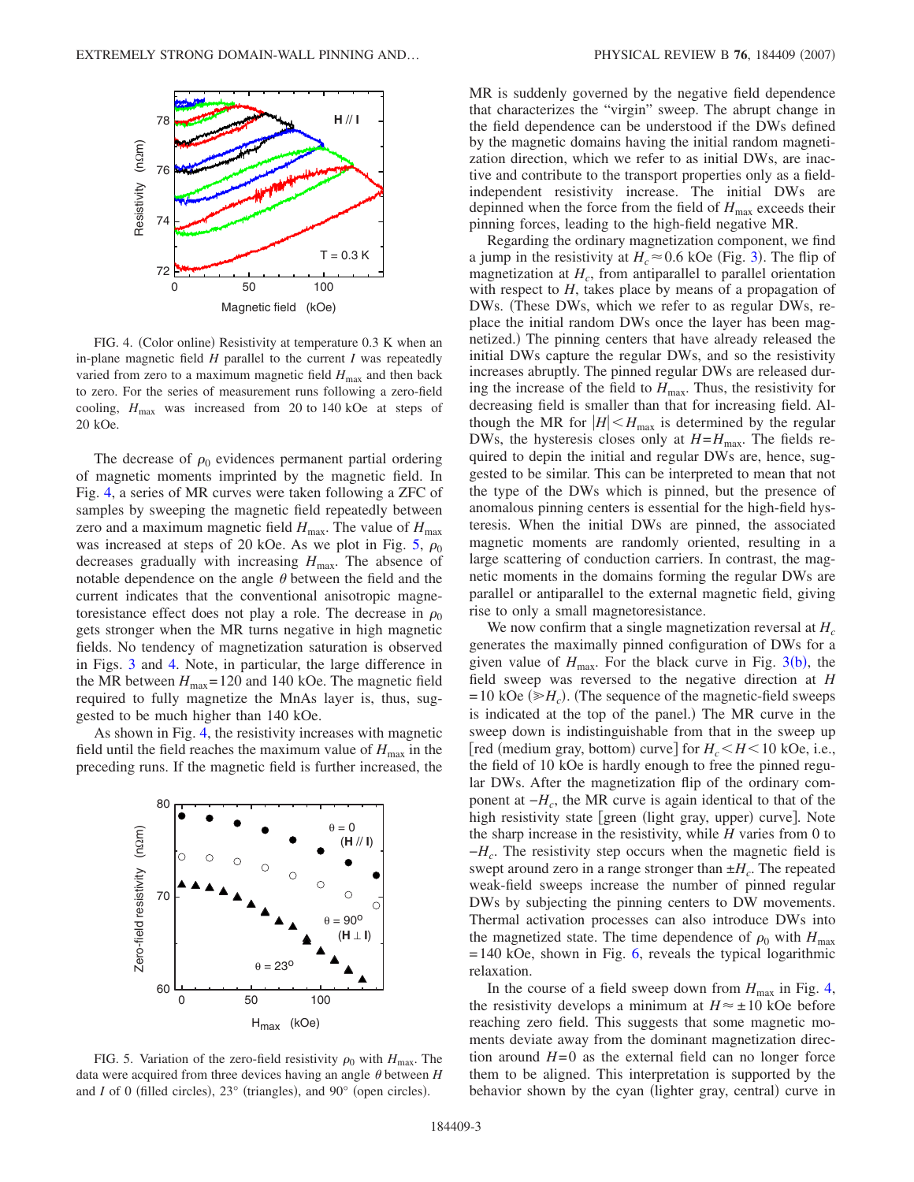FIG. 4. (Color online) Resistivity at temperature 0.3 K when an in-plane magnetic field $H$ parallel to the current $I$ was repeatedly varied from zero to a maximum magnetic field $H_{max}$ and then back to zero. For the series of measurement runs following a zero-field cooling, $H_{max}$ was increased from 20 to 140 kOe at steps of 20 kOe.

The decrease of $\rho_0$ evidences permanent partial ordering of magnetic moments imprinted by the magnetic field. In Fig. 4, a series of MR curves were taken following a ZFC of samples by sweeping the magnetic field repeatedly between zero and a maximum magnetic field $H_{max}$. The value of $H_{max}$ was increased at steps of 20 kOe. As we plot in Fig. 5, $\rho_0$ decreases gradually with increasing $H_{max}$. The absence of notable dependence on the angle $\theta$ between the field and the current indicates that the conventional anisotropic magnetoresistance effect does not play a role. The decrease in $\rho_0$ gets stronger when the MR turns negative in high magnetic fields. No tendency of magnetization saturation is observed in Figs. 3 and 4. Note, in particular, the large difference in the MR between $H_{max}$=120 and 140 kOe. The magnetic field required to fully magnetize the MnAs layer is, thus, suggested to be much higher than 140 kOe.

As shown in Fig. 4, the resistivity increases with magnetic field until the field reaches the maximum value of $H_{max}$ in the preceding runs. If the magnetic field is further increased, the MR is suddenly governed by the negative field dependence that characterizes the "virgin" sweep. The abrupt change in the field dependence can be understood if the DWs defined by the magnetic domains having the initial random magnetization direction, which we refer to as initial DWs, are inactive and contribute to the transport properties only as a field-independent resistivity increase. The initial DWs are depinned when the force from the field of $H_{max}$ exceeds their pinning forces, leading to the high-field negative MR.

FIG. 5. Variation of the zero-field resistivity $\rho_0$ with $H_{max}$. The data were acquired from three devices having an angle $\theta$ between $H$ and $I$ of 0 (filled circles), 23° (triangles), and 90° (open circles).

Regarding the ordinary magnetization component, we find a jump in the resistivity at $H_c \approx 0.6$ kOe (Fig. 3). The flip of magnetization at $H_c$, from antiparallel to parallel orientation with respect to $H$, takes place by means of a propagation of DWs. (These DWs, which we refer to as regular DWs, replace the initial random DWs once the layer has been magnetized.) The pinning centers that have already released the initial DWs capture the regular DWs, and so the resistivity increases abruptly. The pinned regular DWs are released during the increase of the field to $H_{max}$. Thus, the resistivity for decreasing field is smaller than that for increasing field. Although the MR for $|H| < H_{max}$ is determined by the regular DWs, the hysteresis closes only at $H = H_{max}$. The fields required to depin the initial and regular DWs are, hence, suggested to be similar. This can be interpreted to mean that not the type of the DWs which is pinned, but the presence of anomalous pinning centers is essential for the high-field hysteresis. When the initial DWs are pinned, the associated magnetic moments are randomly oriented, resulting in a large scattering of conduction carriers. In contrast, the magnetic moments in the domains forming the regular DWs are parallel or antiparallel to the external magnetic field, giving rise to only a small magnetoresistance.

We now confirm that a single magnetization reversal at $H_c$ generates the maximally pinned configuration of DWs for a given value of $H_{max}$. For the black curve in Fig. 3(b), the field sweep was reversed to the negative direction at $H$ = 10 kOe ($\gg H_c$). (The sequence of the magnetic-field sweeps is indicated at the top of the panel.) The MR curve in the sweep down is indistinguishable from that in the sweep up [red (medium gray, bottom) curve] for $H_c < H < 10$ kOe, i.e., the field of 10 kOe is hardly enough to free the pinned regular DWs. After the magnetization flip of the ordinary component at $-H_c$, the MR curve is again identical to that of the high resistivity state [green (light gray, upper) curve]. Note the sharp increase in the resistivity, while $H$ varies from 0 to $-H_c$. The resistivity step occurs when the magnetic field is swept around zero in a range stronger than $\pm H_c$. The repeated weak-field sweeps increase the number of pinned regular DWs by subjecting the pinning centers to DW movements. Thermal activation processes can also introduce DWs into the magnetized state. The time dependence of $\rho_0$ with $H_{max}$ = 140 kOe, shown in Fig. 6, reveals the typical logarithmic relaxation.

In the course of a field sweep down from $H_{max}$ in Fig. 4, the resistivity develops a minimum at $H \approx \pm 10$ kOe before reaching zero field. This suggests that some magnetic moments deviate away from the dominant magnetization direction around $H$=0 as the external field can no longer force them to be aligned. This interpretation is supported by the behavior shown by the cyan (lighter gray, central) curve in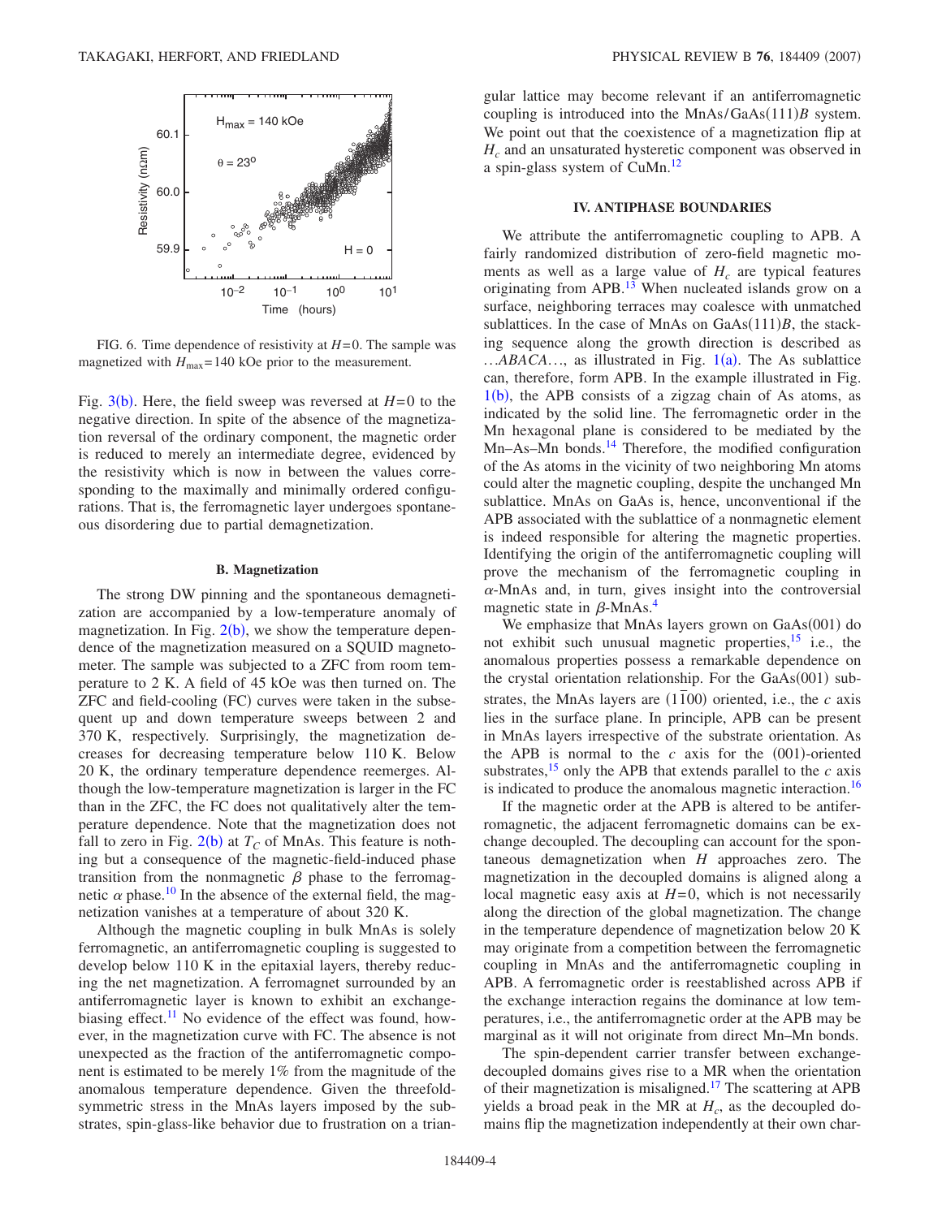FIG. 6. Time dependence of resistivity at $H=0$. The sample was magnetized with $H_{max}=140$ kOe prior to the measurement.

Fig. 3(b). Here, the field sweep was reversed at $H=0$ to the negative direction. In spite of the absence of the magnetization reversal of the ordinary component, the magnetic order is reduced to merely an intermediate degree, evidenced by the resistivity which is now in between the values corresponding to the maximally and minimally ordered configurations. That is, the ferromagnetic layer undergoes spontaneous disordering due to partial demagnetization.

### B. Magnetization

The strong DW pinning and the spontaneous demagnetization are accompanied by a low-temperature anomaly of magnetization. In Fig. 2(b), we show the temperature dependence of the magnetization measured on a SQUID magnetometer. The sample was subjected to a ZFC from room temperature to 2 K. A field of 45 kOe was then turned on. The ZFC and field-cooling (FC) curves were taken in the subsequent up and down temperature sweeps between 2 and 370 K, respectively. Surprisingly, the magnetization decreases for decreasing temperature below 110 K. Below 20 K, the ordinary temperature dependence reemerges. Although the low-temperature magnetization is larger in the FC than in the ZFC, the FC does not qualitatively alter the temperature dependence. Note that the magnetization does not fall to zero in Fig. 2(b) at $T_C$ of MnAs. This feature is nothing but a consequence of the magnetic-field-induced phase transition from the nonmagnetic $\beta$ phase to the ferromagnetic $\alpha$ phase.[10] In the absence of the external field, the magnetization vanishes at a temperature of about 320 K.

Although the magnetic coupling in bulk MnAs is solely ferromagnetic, an antiferromagnetic coupling is suggested to develop below 110 K in the epitaxial layers, thereby reducing the net magnetization. A ferromagnet surrounded by an antiferromagnetic layer is known to exhibit an exchange-biasing effect.[11] No evidence of the effect was found, however, in the magnetization curve with FC. The absence is not unexpected as the fraction of the antiferromagnetic component is estimated to be merely 1% from the magnitude of the anomalous temperature dependence. Given the threefold-symmetric stress in the MnAs layers imposed by the substrates, spin-glass-like behavior due to frustration on a triangular lattice may become relevant if an antiferromagnetic coupling is introduced into the MnAs/GaAs(111)$B$ system. We point out that the coexistence of a magnetization flip at $H_c$ and an unsaturated hysteretic component was observed in a spin-glass system of CuMn.[12]

## IV. ANTIPHASE BOUNDARIES

We attribute the antiferromagnetic coupling to APB. A fairly randomized distribution of zero-field magnetic moments as well as a large value of $H_c$ are typical features originating from APB.[13] When nucleated islands grow on a surface, neighboring terraces may coalesce with unmatched sublattices. In the case of MnAs on GaAs(111)$B$, the stacking sequence along the growth direction is described as ...$ABACA$..., as illustrated in Fig. 1(a). The As sublattice can, therefore, form APB. In the example illustrated in Fig. 1(b), the APB consists of a zigzag chain of As atoms, as indicated by the solid line. The ferromagnetic order in the Mn hexagonal plane is considered to be mediated by the Mn–As–Mn bonds.[14] Therefore, the modified configuration of the As atoms in the vicinity of two neighboring Mn atoms could alter the magnetic coupling, despite the unchanged Mn sublattice. MnAs on GaAs is, hence, unconventional if the APB associated with the sublattice of a nonmagnetic element is indeed responsible for altering the magnetic properties. Identifying the origin of the antiferromagnetic coupling will prove the mechanism of the ferromagnetic coupling in $\alpha$-MnAs and, in turn, gives insight into the controversial magnetic state in $\beta$-MnAs.[4]

We emphasize that MnAs layers grown on GaAs(001) do not exhibit such unusual magnetic properties,[15] i.e., the anomalous properties possess a remarkable dependence on the crystal orientation relationship. For the GaAs(001) substrates, the MnAs layers are $(1\bar{1}00)$ oriented, i.e., the $c$ axis lies in the surface plane. In principle, APB can be present in MnAs layers irrespective of the substrate orientation. As the APB is normal to the $c$ axis for the (001)-oriented substrates,[15] only the APB that extends parallel to the $c$ axis is indicated to produce the anomalous magnetic interaction.[16]

If the magnetic order at the APB is altered to be antiferromagnetic, the adjacent ferromagnetic domains can be exchange decoupled. The decoupling can account for the spontaneous demagnetization when $H$ approaches zero. The magnetization in the decoupled domains is aligned along a local magnetic easy axis at $H=0$, which is not necessarily along the direction of the global magnetization. The change in the temperature dependence of magnetization below 20 K may originate from a competition between the ferromagnetic coupling in MnAs and the antiferromagnetic coupling in APB. A ferromagnetic order is reestablished across APB if the exchange interaction regains the dominance at low temperatures, i.e., the antiferromagnetic order at the APB may be marginal as it will not originate from direct Mn–Mn bonds.

The spin-dependent carrier transfer between exchange-decoupled domains gives rise to a MR when the orientation of their magnetization is misaligned.[17] The scattering at APB yields a broad peak in the MR at $H_c$, as the decoupled domains flip the magnetization independently at their own char-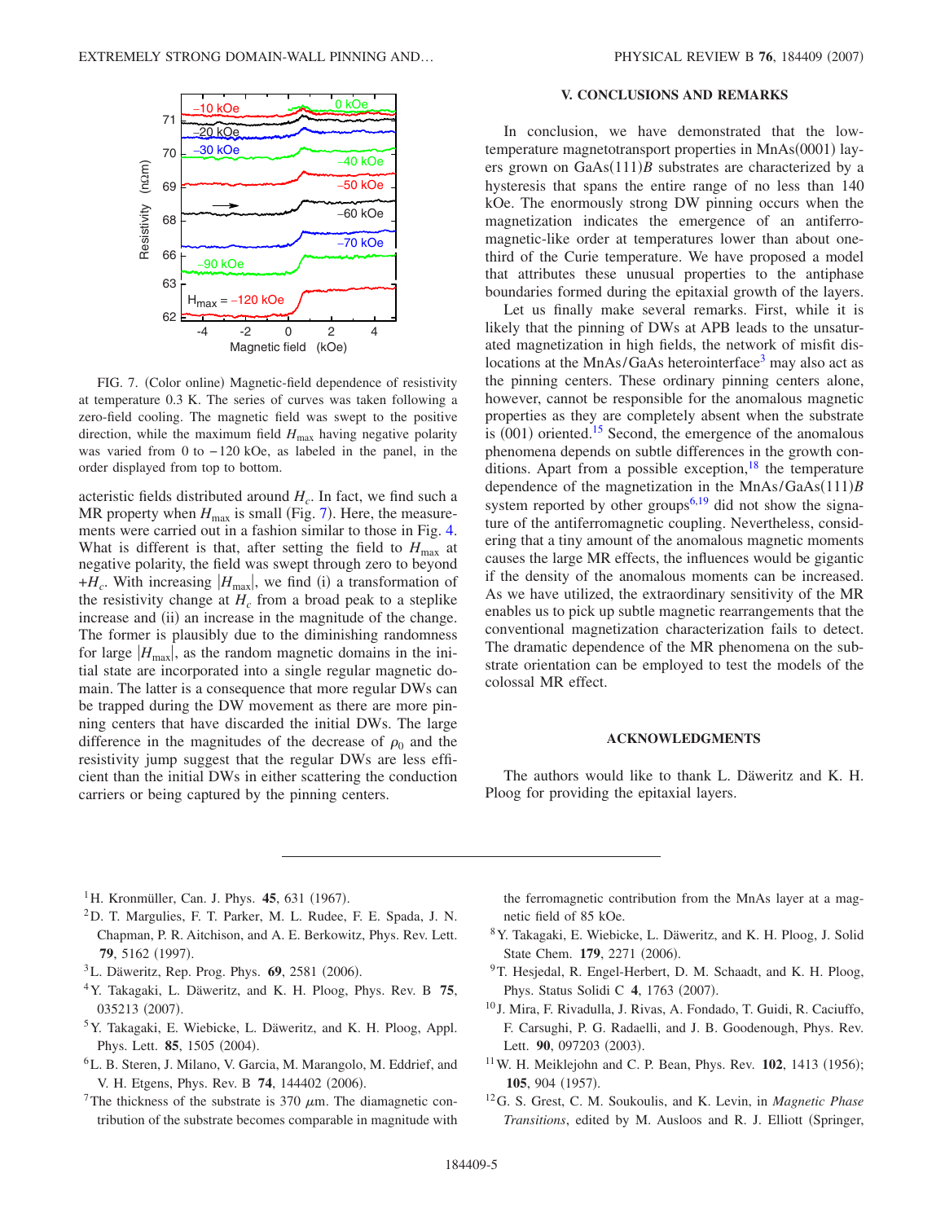FIG. 7. (Color online) Magnetic-field dependence of resistivity at temperature 0.3 K. The series of curves was taken following a zero-field cooling. The magnetic field was swept to the positive direction, while the maximum field $H_{max}$ having negative polarity was varied from 0 to −120 kOe, as labeled in the panel, in the order displayed from top to bottom.

acteristic fields distributed around $H_c$. In fact, we find such a MR property when $H_{max}$ is small (Fig. 7). Here, the measurements were carried out in a fashion similar to those in Fig. 4. What is different is that, after setting the field to $H_{max}$ at negative polarity, the field was swept through zero to beyond $+H_c$. With increasing $|H_{max}|$, we find (i) a transformation of the resistivity change at $H_c$ from a broad peak to a steplike increase and (ii) an increase in the magnitude of the change. The former is plausibly due to the diminishing randomness for large $|H_{max}|$, as the random magnetic domains in the initial state are incorporated into a single regular magnetic domain. The latter is a consequence that more regular DWs can be trapped during the DW movement as there are more pinning centers that have discarded the initial DWs. The large difference in the magnitudes of the decrease of $\rho_0$ and the resistivity jump suggest that the regular DWs are less efficient than the initial DWs in either scattering the conduction carriers or being captured by the pinning centers.

## V. CONCLUSIONS AND REMARKS

In conclusion, we have demonstrated that the low-temperature magnetotransport properties in MnAs(0001) layers grown on GaAs(111)$B$ substrates are characterized by a hysteresis that spans the entire range of no less than 140 kOe. The enormously strong DW pinning occurs when the magnetization indicates the emergence of an antiferromagnetic-like order at temperatures lower than about one-third of the Curie temperature. We have proposed a model that attributes these unusual properties to the antiphase boundaries formed during the epitaxial growth of the layers.

Let us finally make several remarks. First, while it is likely that the pinning of DWs at APB leads to the unsaturated magnetization in high fields, the network of misfit dislocations at the MnAs/GaAs heterointerface[3] may also act as the pinning centers. These ordinary pinning centers alone, however, cannot be responsible for the anomalous magnetic properties as they are completely absent when the substrate is (001) oriented.[15] Second, the emergence of the anomalous phenomena depends on subtle differences in the growth conditions. Apart from a possible exception,[18] the temperature dependence of the magnetization in the MnAs/GaAs(111)$B$ system reported by other groups[6,19] did not show the signature of the antiferromagnetic coupling. Nevertheless, considering that a tiny amount of the anomalous magnetic moments causes the large MR effects, the influences would be gigantic if the density of the anomalous moments can be increased. As we have utilized, the extraordinary sensitivity of the MR enables us to pick up subtle magnetic rearrangements that the conventional magnetization characterization fails to detect. The dramatic dependence of the MR phenomena on the substrate orientation can be employed to test the models of the colossal MR effect.

## ACKNOWLEDGMENTS

The authors would like to thank L. Däweritz and K. H. Ploog for providing the epitaxial layers.

---

[1] H. Kronmüller, Can. J. Phys. **45**, 631 (1967).

[2] D. T. Margulies, F. T. Parker, M. L. Rudee, F. E. Spada, J. N. Chapman, P. R. Aitchison, and A. E. Berkowitz, Phys. Rev. Lett. **79**, 5162 (1997).

[3] L. Däweritz, Rep. Prog. Phys. **69**, 2581 (2006).

[4] Y. Takagaki, L. Däweritz, and K. H. Ploog, Phys. Rev. B **75**, 035213 (2007).

[5] Y. Takagaki, E. Wiebicke, L. Däweritz, and K. H. Ploog, Appl. Phys. Lett. **85**, 1505 (2004).

[6] L. B. Steren, J. Milano, V. Garcia, M. Marangolo, M. Eddrief, and V. H. Etgens, Phys. Rev. B **74**, 144402 (2006).

[7] The thickness of the substrate is 370 $\mu$m. The diamagnetic contribution of the substrate becomes comparable in magnitude with the ferromagnetic contribution from the MnAs layer at a magnetic field of 85 kOe.

[8] Y. Takagaki, E. Wiebicke, L. Däweritz, and K. H. Ploog, J. Solid State Chem. **179**, 2271 (2006).

[9] T. Hesjedal, R. Engel-Herbert, D. M. Schaadt, and K. H. Ploog, Phys. Status Solidi C **4**, 1763 (2007).

[10] J. Mira, F. Rivadulla, J. Rivas, A. Fondado, T. Guidi, R. Caciuffo, F. Carsughi, P. G. Radaelli, and J. B. Goodenough, Phys. Rev. Lett. **90**, 097203 (2003).

[11] W. H. Meiklejohn and C. P. Bean, Phys. Rev. **102**, 1413 (1956); **105**, 904 (1957).

[12] G. S. Grest, C. M. Soukoulis, and K. Levin, in *Magnetic Phase Transitions*, edited by M. Ausloos and R. J. Elliott (Springer,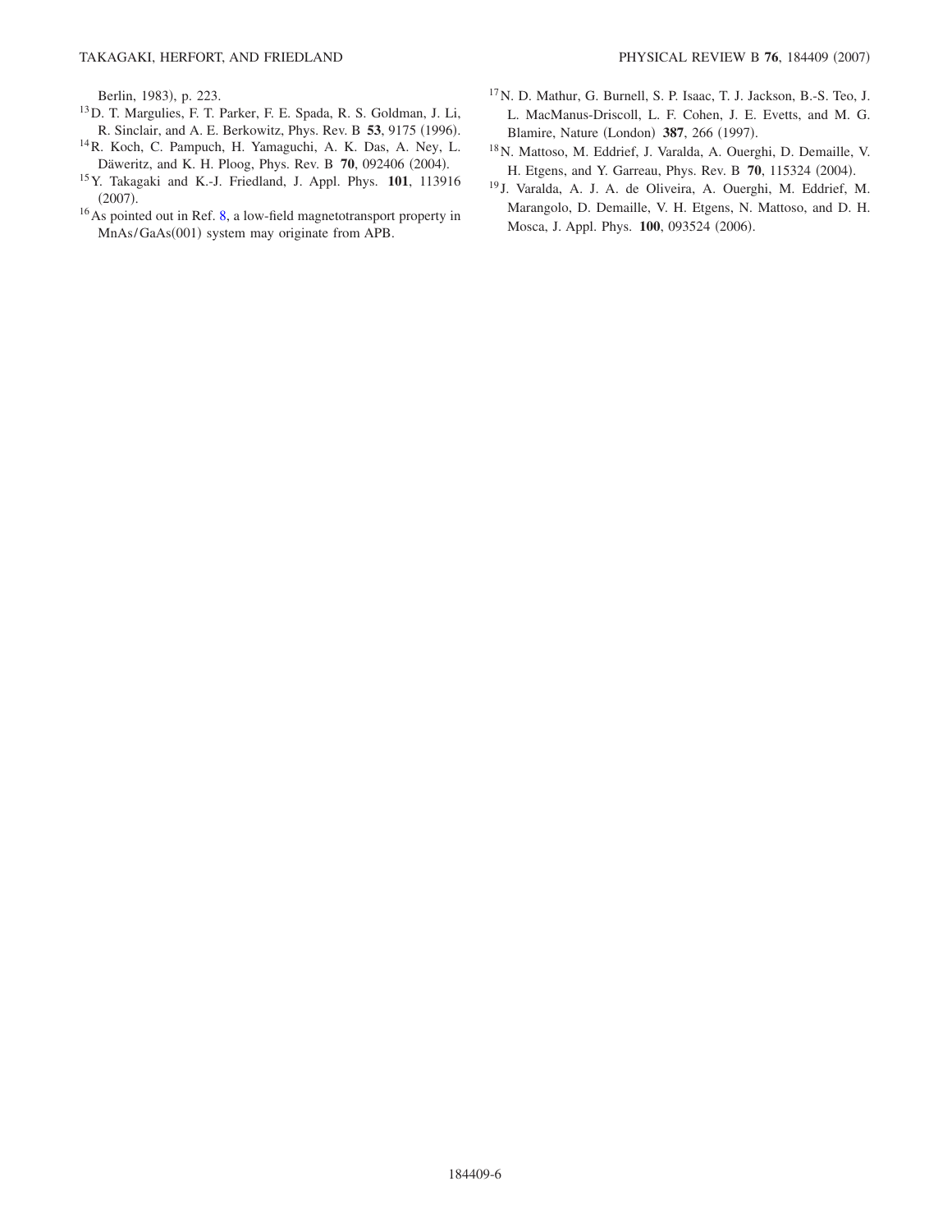Berlin, 1983), p. 223.

[13] D. T. Margulies, F. T. Parker, F. E. Spada, R. S. Goldman, J. Li, R. Sinclair, and A. E. Berkowitz, Phys. Rev. B **53**, 9175 (1996).

[14] R. Koch, C. Pampuch, H. Yamaguchi, A. K. Das, A. Ney, L. Däweritz, and K. H. Ploog, Phys. Rev. B **70**, 092406 (2004).

[15] Y. Takagaki and K.-J. Friedland, J. Appl. Phys. **101**, 113916 (2007).

[16] As pointed out in Ref. 8, a low-field magnetotransport property in MnAs/GaAs(001) system may originate from APB.

[17] N. D. Mathur, G. Burnell, S. P. Isaac, T. J. Jackson, B.-S. Teo, J. L. MacManus-Driscoll, L. F. Cohen, J. E. Evetts, and M. G. Blamire, Nature (London) **387**, 266 (1997).

[18] N. Mattoso, M. Eddrief, J. Varalda, A. Ouerghi, D. Demaille, V. H. Etgens, and Y. Garreau, Phys. Rev. B **70**, 115324 (2004).

[19] J. Varalda, A. J. A. de Oliveira, A. Ouerghi, M. Eddrief, M. Marangolo, D. Demaille, V. H. Etgens, N. Mattoso, and D. H. Mosca, J. Appl. Phys. **100**, 093524 (2006).